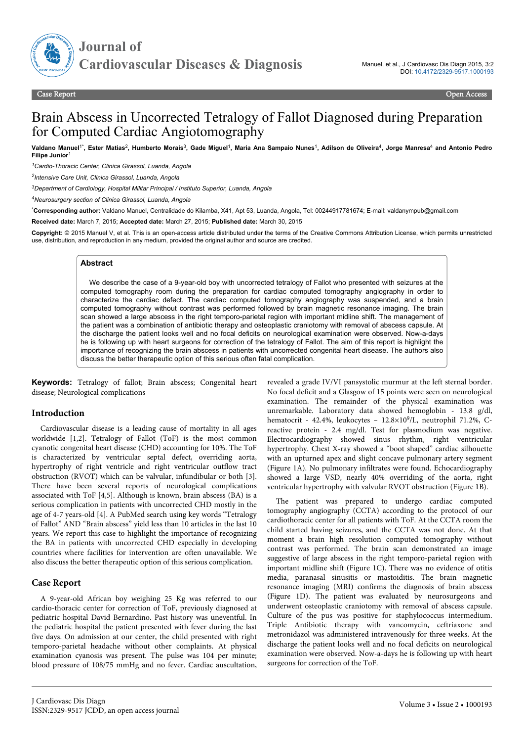# Brain Abscess in Uncorrected Tetralogy of Fallot Diagnosed during Preparation for Computed Cardiac Angiotomography

**Valdano Manuel[1*], Ester Matias[2], Humberto Morais[3], Gade Miguel[1], Maria Ana Sampaio Nunes[1], Adilson de Oliveira[4], Jorge Manresa[4] and Antonio Pedro Filipe Junior[1]**

[1]*Cardio-Thoracic Center, Clinica Girassol, Luanda, Angola*

[2]*Intensive Care Unit, Clinica Girassol, Luanda, Angola*

[3]*Department of Cardiology, Hospital Militar Principal / Instituto Superior, Luanda, Angola*

[4]*Neurosurgery section of Clinica Girassol, Luanda, Angola*

[*]**Corresponding author:** Valdano Manuel, Centralidade do Kilamba, X41, Apt 53, Luanda, Angola, Tel: 00244917781674; E-mail: valdanympub@gmail.com

**Received date:** March 7, 2015; **Accepted date:** March 27, 2015; **Published date:** March 30, 2015

**Copyright:** © 2015 Manuel V, et al. This is an open-access article distributed under the terms of the Creative Commons Attribution License, which permits unrestricted use, distribution, and reproduction in any medium, provided the original author and source are credited.

## Abstract

We describe the case of a 9-year-old boy with uncorrected tetralogy of Fallot who presented with seizures at the computed tomography room during the preparation for cardiac computed tomography angiography in order to characterize the cardiac defect. The cardiac computed tomography angiography was suspended, and a brain computed tomography without contrast was performed followed by brain magnetic resonance imaging. The brain scan showed a large abscess in the right temporo-parietal region with important midline shift. The management of the patient was a combination of antibiotic therapy and osteoplastic craniotomy with removal of abscess capsule. At the discharge the patient looks well and no focal deficits on neurological examination were observed. Now-a-days he is following up with heart surgeons for correction of the tetralogy of Fallot. The aim of this report is highlight the importance of recognizing the brain abscess in patients with uncorrected congenital heart disease. The authors also discuss the better therapeutic option of this serious often fatal complication.

**Keywords:** Tetralogy of fallot; Brain abscess; Congenital heart disease; Neurological complications

## Introduction

Cardiovascular disease is a leading cause of mortality in all ages worldwide [1,2]. Tetralogy of Fallot (ToF) is the most common cyanotic congenital heart disease (CHD) accounting for 10%. The ToF is characterized by ventricular septal defect, overriding aorta, hypertrophy of right ventricle and right ventricular outflow tract obstruction (RVOT) which can be valvular, infundibular or both [3]. There have been several reports of neurological complications associated with ToF [4,5]. Although is known, brain abscess (BA) is a serious complication in patients with uncorrected CHD mostly in the age of 4-7 years-old [4]. A PubMed search using key words "Tetralogy of Fallot" AND "Brain abscess" yield less than 10 articles in the last 10 years. We report this case to highlight the importance of recognizing the BA in patients with uncorrected CHD especially in developing countries where facilities for intervention are often unavailable. We also discuss the better therapeutic option of this serious complication.

## Case Report

A 9-year-old African boy weighing 25 Kg was referred to our cardio-thoracic center for correction of ToF, previously diagnosed at pediatric hospital David Bernardino. Past history was uneventful. In the pediatric hospital the patient presented with fever during the last five days. On admission at our center, the child presented with right temporo-parietal headache without other complaints. At physical examination cyanosis was present. The pulse was 104 per minute; blood pressure of 108/75 mmHg and no fever. Cardiac auscultation, revealed a grade IV/VI pansystolic murmur at the left sternal border. No focal deficit and a Glasgow of 15 points were seen on neurological examination. The remainder of the physical examination was unremarkable. Laboratory data showed hemoglobin - 13.8 g/dl, hematocrit - 42.4%, leukocytes – $12.8 \times 10^9$/L, neutrophil 71.2%, C-reactive protein - 2.4 mg/dl. Test for plasmodium was negative. Electrocardiography showed sinus rhythm, right ventricular hypertrophy. Chest X-ray showed a "boot shaped" cardiac silhouette with an upturned apex and slight concave pulmonary artery segment (Figure 1A). No pulmonary infiltrates were found. Echocardiography showed a large VSD, nearly 40% overriding of the aorta, right ventricular hypertrophy with valvular RVOT obstruction (Figure 1B).

The patient was prepared to undergo cardiac computed tomography angiography (CCTA) according to the protocol of our cardiothoracic center for all patients with ToF. At the CCTA room the child started having seizures, and the CCTA was not done. At that moment a brain high resolution computed tomography without contrast was performed. The brain scan demonstrated an image suggestive of large abscess in the right temporo-parietal region with important midline shift (Figure 1C). There was no evidence of otitis media, paranasal sinusitis or mastoiditis. The brain magnetic resonance imaging (MRI) confirms the diagnosis of brain abscess (Figure 1D). The patient was evaluated by neurosurgeons and underwent osteoplastic craniotomy with removal of abscess capsule. Culture of the pus was positive for staphylococcus intermedium. Triple Antibiotic therapy with vancomycin, ceftriaxone and metronidazol was administered intravenously for three weeks. At the discharge the patient looks well and no focal deficits on neurological examination were observed. Now-a-days he is following up with heart surgeons for correction of the ToF.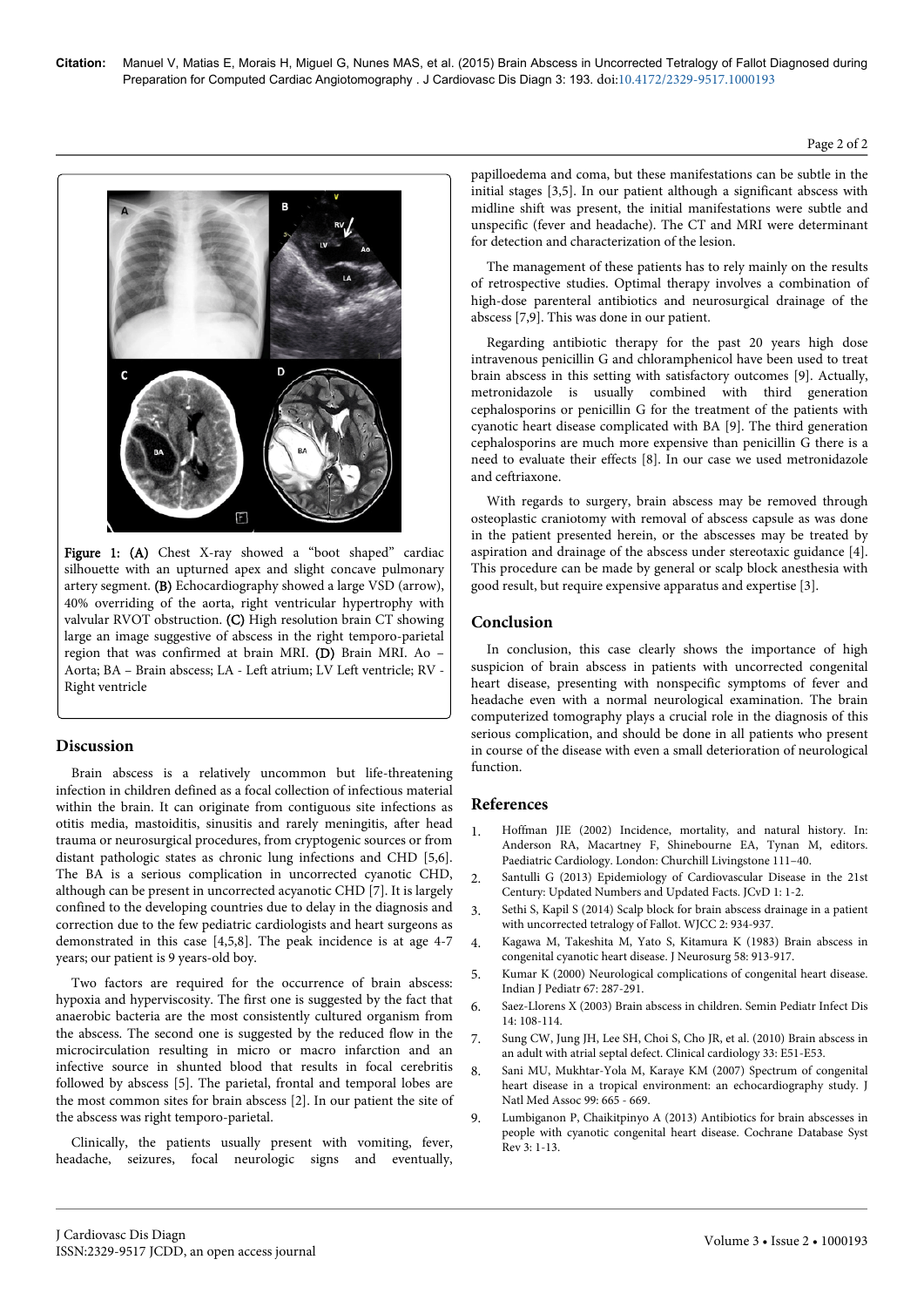Figure 1: (A) Chest X-ray showed a "boot shaped" cardiac silhouette with an upturned apex and slight concave pulmonary artery segment. (B) Echocardiography showed a large VSD (arrow), 40% overriding of the aorta, right ventricular hypertrophy with valvular RVOT obstruction. (C) High resolution brain CT showing large an image suggestive of abscess in the right temporo-parietal region that was confirmed at brain MRI. (D) Brain MRI. Ao – Aorta; BA – Brain abscess; LA - Left atrium; LV Left ventricle; RV - Right ventricle

## Discussion

Brain abscess is a relatively uncommon but life-threatening infection in children defined as a focal collection of infectious material within the brain. It can originate from contiguous site infections as otitis media, mastoiditis, sinusitis and rarely meningitis, after head trauma or neurosurgical procedures, from cryptogenic sources or from distant pathologic states as chronic lung infections and CHD [5,6]. The BA is a serious complication in uncorrected cyanotic CHD, although can be present in uncorrected acyanotic CHD [7]. It is largely confined to the developing countries due to delay in the diagnosis and correction due to the few pediatric cardiologists and heart surgeons as demonstrated in this case [4,5,8]. The peak incidence is at age 4-7 years; our patient is 9 years-old boy.

Two factors are required for the occurrence of brain abscess: hypoxia and hyperviscosity. The first one is suggested by the fact that anaerobic bacteria are the most consistently cultured organism from the abscess. The second one is suggested by the reduced flow in the microcirculation resulting in micro or macro infarction and an infective source in shunted blood that results in focal cerebritis followed by abscess [5]. The parietal, frontal and temporal lobes are the most common sites for brain abscess [2]. In our patient the site of the abscess was right temporo-parietal.

Clinically, the patients usually present with vomiting, fever, headache, seizures, focal neurologic signs and eventually, papilloedema and coma, but these manifestations can be subtle in the initial stages [3,5]. In our patient although a significant abscess with midline shift was present, the initial manifestations were subtle and unspecific (fever and headache). The CT and MRI were determinant for detection and characterization of the lesion.

The management of these patients has to rely mainly on the results of retrospective studies. Optimal therapy involves a combination of high-dose parenteral antibiotics and neurosurgical drainage of the abscess [7,9]. This was done in our patient.

Regarding antibiotic therapy for the past 20 years high dose intravenous penicillin G and chloramphenicol have been used to treat brain abscess in this setting with satisfactory outcomes [9]. Actually, metronidazole is usually combined with third generation cephalosporins or penicillin G for the treatment of the patients with cyanotic heart disease complicated with BA [9]. The third generation cephalosporins are much more expensive than penicillin G there is a need to evaluate their effects [8]. In our case we used metronidazole and ceftriaxone.

With regards to surgery, brain abscess may be removed through osteoplastic craniotomy with removal of abscess capsule as was done in the patient presented herein, or the abscesses may be treated by aspiration and drainage of the abscess under stereotaxic guidance [4]. This procedure can be made by general or scalp block anesthesia with good result, but require expensive apparatus and expertise [3].

## Conclusion

In conclusion, this case clearly shows the importance of high suspicion of brain abscess in patients with uncorrected congenital heart disease, presenting with nonspecific symptoms of fever and headache even with a normal neurological examination. The brain computerized tomography plays a crucial role in the diagnosis of this serious complication, and should be done in all patients who present in course of the disease with even a small deterioration of neurological function.

## References

1. Hoffman JIE (2002) Incidence, mortality, and natural history. In: Anderson RA, Macartney F, Shinebourne EA, Tynan M, editors. Paediatric Cardiology. London: Churchill Livingstone 111–40.
2. Santulli G (2013) Epidemiology of Cardiovascular Disease in the 21st Century: Updated Numbers and Updated Facts. JCvD 1: 1-2.
3. Sethi S, Kapil S (2014) Scalp block for brain abscess drainage in a patient with uncorrected tetralogy of Fallot. WJCC 2: 934-937.
4. Kagawa M, Takeshita M, Yato S, Kitamura K (1983) Brain abscess in congenital cyanotic heart disease. J Neurosurg 58: 913-917.
5. Kumar K (2000) Neurological complications of congenital heart disease. Indian J Pediatr 67: 287-291.
6. Saez-Llorens X (2003) Brain abscess in children. Semin Pediatr Infect Dis 14: 108-114.
7. Sung CW, Jung JH, Lee SH, Choi S, Cho JR, et al. (2010) Brain abscess in an adult with atrial septal defect. Clinical cardiology 33: E51-E53.
8. Sani MU, Mukhtar-Yola M, Karaye KM (2007) Spectrum of congenital heart disease in a tropical environment: an echocardiography study. J Natl Med Assoc 99: 665 - 669.
9. Lumbiganon P, Chaikitpinyo A (2013) Antibiotics for brain abscesses in people with cyanotic congenital heart disease. Cochrane Database Syst Rev 3: 1-13.